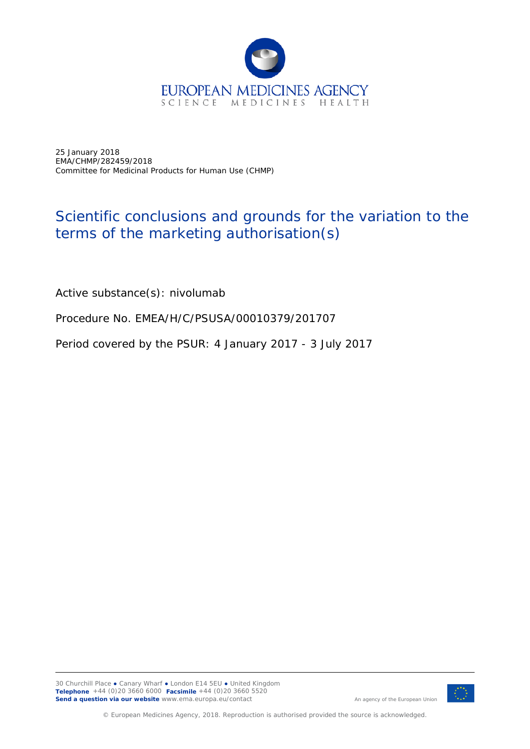EUROPEAN MEDICINES AGENCY
SCIENCE MEDICINES HEALTH

25 January 2018
EMA/CHMP/282459/2018
Committee for Medicinal Products for Human Use (CHMP)

# Scientific conclusions and grounds for the variation to the terms of the marketing authorisation(s)

Active substance(s): nivolumab

Procedure No. EMEA/H/C/PSUSA/00010379/201707

Period covered by the PSUR: 4 January 2017 - 3 July 2017

30 Churchill Place ● Canary Wharf ● London E14 5EU ● United Kingdom
**Telephone** +44 (0)20 3660 6000 **Facsimile** +44 (0)20 3660 5520
**Send a question via our website** www.ema.europa.eu/contact

An agency of the European Union

© European Medicines Agency, 2018. Reproduction is authorised provided the source is acknowledged.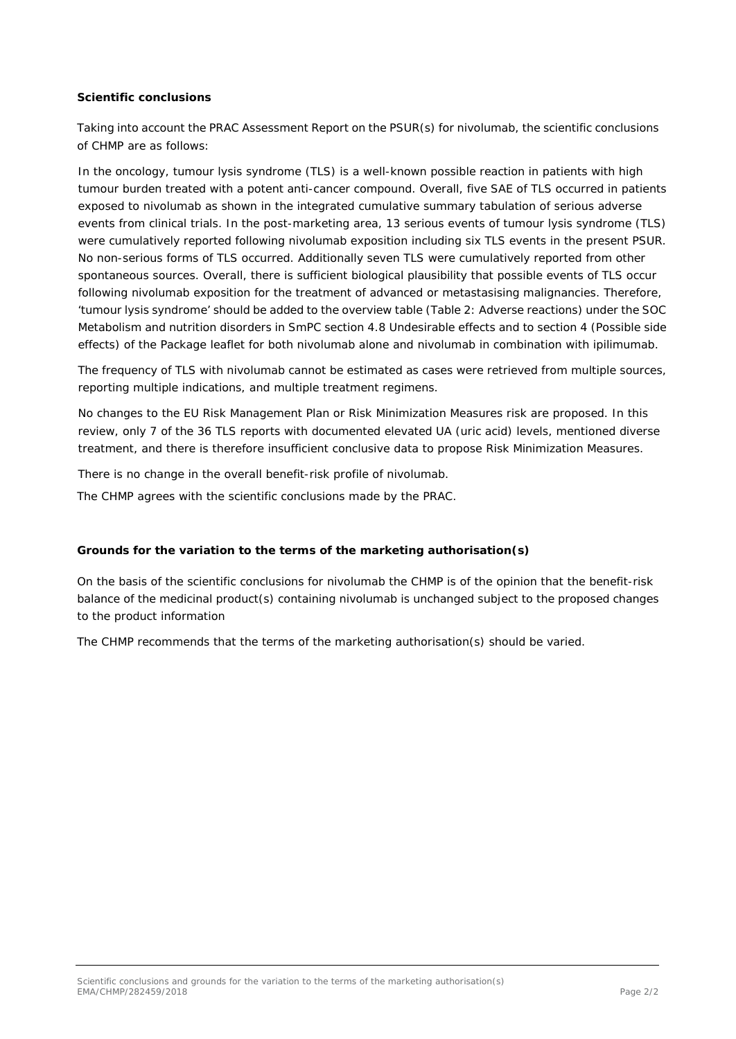## Scientific conclusions

Taking into account the PRAC Assessment Report on the PSUR(s) for nivolumab, the scientific conclusions of CHMP are as follows:

In the oncology, tumour lysis syndrome (TLS) is a well-known possible reaction in patients with high tumour burden treated with a potent anti-cancer compound. Overall, five SAE of TLS occurred in patients exposed to nivolumab as shown in the integrated cumulative summary tabulation of serious adverse events from clinical trials. In the post-marketing area, 13 serious events of tumour lysis syndrome (TLS) were cumulatively reported following nivolumab exposition including six TLS events in the present PSUR. No non-serious forms of TLS occurred. Additionally seven TLS were cumulatively reported from other spontaneous sources. Overall, there is sufficient biological plausibility that possible events of TLS occur following nivolumab exposition for the treatment of advanced or metastasising malignancies. Therefore, 'tumour lysis syndrome' should be added to the overview table (Table 2: Adverse reactions) under the SOC Metabolism and nutrition disorders in SmPC section 4.8 Undesirable effects and to section 4 (Possible side effects) of the Package leaflet for both nivolumab alone and nivolumab in combination with ipilimumab.

The frequency of TLS with nivolumab cannot be estimated as cases were retrieved from multiple sources, reporting multiple indications, and multiple treatment regimens.

No changes to the EU Risk Management Plan or Risk Minimization Measures risk are proposed. In this review, only 7 of the 36 TLS reports with documented elevated UA (uric acid) levels, mentioned diverse treatment, and there is therefore insufficient conclusive data to propose Risk Minimization Measures.

There is no change in the overall benefit-risk profile of nivolumab.

The CHMP agrees with the scientific conclusions made by the PRAC.

## Grounds for the variation to the terms of the marketing authorisation(s)

On the basis of the scientific conclusions for nivolumab the CHMP is of the opinion that the benefit-risk balance of the medicinal product(s) containing nivolumab is unchanged subject to the proposed changes to the product information

The CHMP recommends that the terms of the marketing authorisation(s) should be varied.